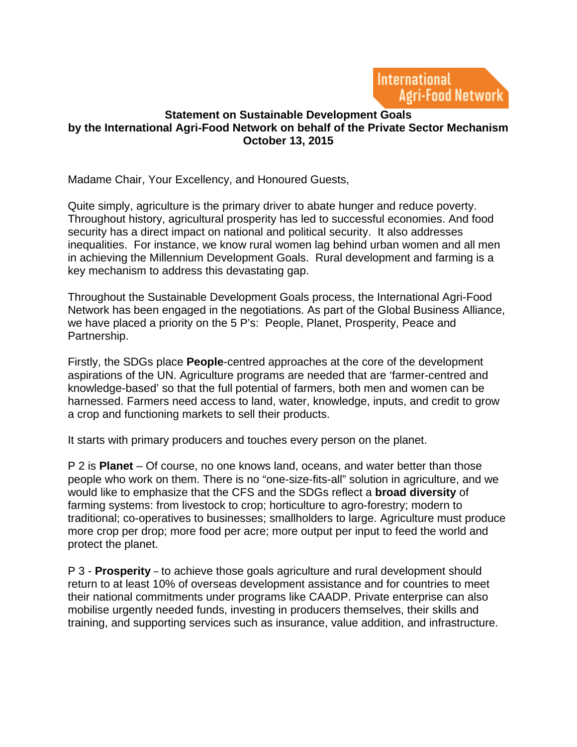International Agri-Food Network

**Statement on Sustainable Development Goals**
**by the International Agri-Food Network on behalf of the Private Sector Mechanism**
**October 13, 2015**

Madame Chair, Your Excellency, and Honoured Guests,

Quite simply, agriculture is the primary driver to abate hunger and reduce poverty. Throughout history, agricultural prosperity has led to successful economies. And food security has a direct impact on national and political security. It also addresses inequalities. For instance, we know rural women lag behind urban women and all men in achieving the Millennium Development Goals. Rural development and farming is a key mechanism to address this devastating gap.

Throughout the Sustainable Development Goals process, the International Agri-Food Network has been engaged in the negotiations. As part of the Global Business Alliance, we have placed a priority on the 5 P's: People, Planet, Prosperity, Peace and Partnership.

Firstly, the SDGs place **People**-centred approaches at the core of the development aspirations of the UN. Agriculture programs are needed that are 'farmer-centred and knowledge-based' so that the full potential of farmers, both men and women can be harnessed. Farmers need access to land, water, knowledge, inputs, and credit to grow a crop and functioning markets to sell their products.

It starts with primary producers and touches every person on the planet.

P 2 is **Planet** – Of course, no one knows land, oceans, and water better than those people who work on them. There is no "one-size-fits-all" solution in agriculture, and we would like to emphasize that the CFS and the SDGs reflect a **broad diversity** of farming systems: from livestock to crop; horticulture to agro-forestry; modern to traditional; co-operatives to businesses; smallholders to large. Agriculture must produce more crop per drop; more food per acre; more output per input to feed the world and protect the planet.

P 3 - **Prosperity** – to achieve those goals agriculture and rural development should return to at least 10% of overseas development assistance and for countries to meet their national commitments under programs like CAADP. Private enterprise can also mobilise urgently needed funds, investing in producers themselves, their skills and training, and supporting services such as insurance, value addition, and infrastructure.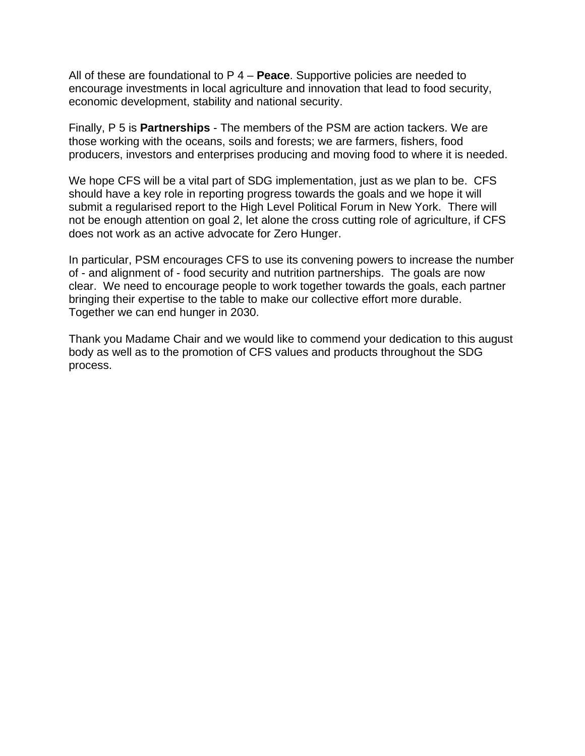All of these are foundational to P 4 – **Peace**. Supportive policies are needed to encourage investments in local agriculture and innovation that lead to food security, economic development, stability and national security.

Finally, P 5 is **Partnerships** - The members of the PSM are action tackers. We are those working with the oceans, soils and forests; we are farmers, fishers, food producers, investors and enterprises producing and moving food to where it is needed.

We hope CFS will be a vital part of SDG implementation, just as we plan to be. CFS should have a key role in reporting progress towards the goals and we hope it will submit a regularised report to the High Level Political Forum in New York. There will not be enough attention on goal 2, let alone the cross cutting role of agriculture, if CFS does not work as an active advocate for Zero Hunger.

In particular, PSM encourages CFS to use its convening powers to increase the number of - and alignment of - food security and nutrition partnerships. The goals are now clear. We need to encourage people to work together towards the goals, each partner bringing their expertise to the table to make our collective effort more durable. Together we can end hunger in 2030.

Thank you Madame Chair and we would like to commend your dedication to this august body as well as to the promotion of CFS values and products throughout the SDG process.